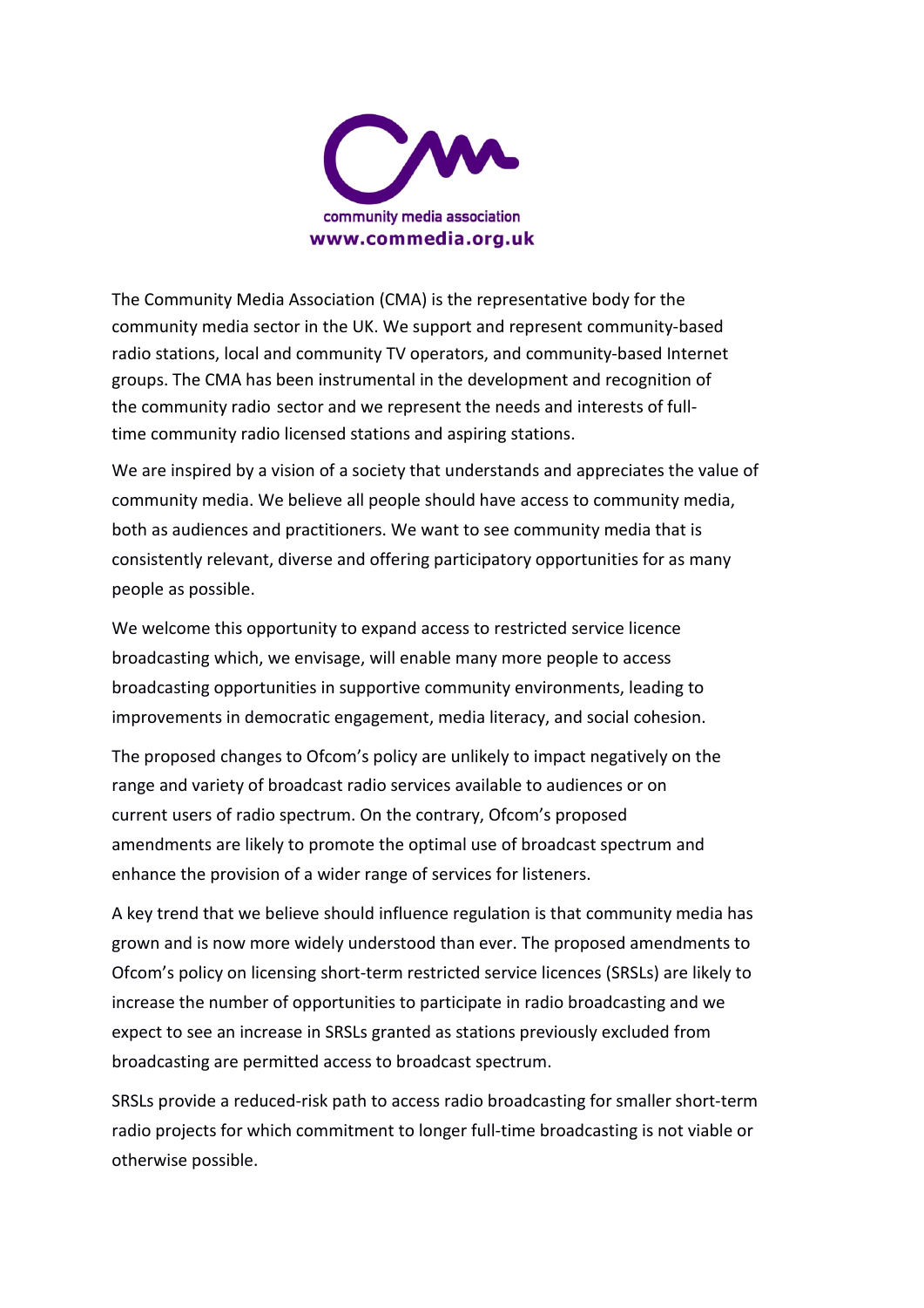community media association
www.commedia.org.uk

The Community Media Association (CMA) is the representative body for the community media sector in the UK. We support and represent community-based radio stations, local and community TV operators, and community-based Internet groups. The CMA has been instrumental in the development and recognition of the community radio sector and we represent the needs and interests of full-time community radio licensed stations and aspiring stations.

We are inspired by a vision of a society that understands and appreciates the value of community media. We believe all people should have access to community media, both as audiences and practitioners. We want to see community media that is consistently relevant, diverse and offering participatory opportunities for as many people as possible.

We welcome this opportunity to expand access to restricted service licence broadcasting which, we envisage, will enable many more people to access broadcasting opportunities in supportive community environments, leading to improvements in democratic engagement, media literacy, and social cohesion.

The proposed changes to Ofcom's policy are unlikely to impact negatively on the range and variety of broadcast radio services available to audiences or on current users of radio spectrum. On the contrary, Ofcom's proposed amendments are likely to promote the optimal use of broadcast spectrum and enhance the provision of a wider range of services for listeners.

A key trend that we believe should influence regulation is that community media has grown and is now more widely understood than ever. The proposed amendments to Ofcom's policy on licensing short-term restricted service licences (SRSLs) are likely to increase the number of opportunities to participate in radio broadcasting and we expect to see an increase in SRSLs granted as stations previously excluded from broadcasting are permitted access to broadcast spectrum.

SRSLs provide a reduced-risk path to access radio broadcasting for smaller short-term radio projects for which commitment to longer full-time broadcasting is not viable or otherwise possible.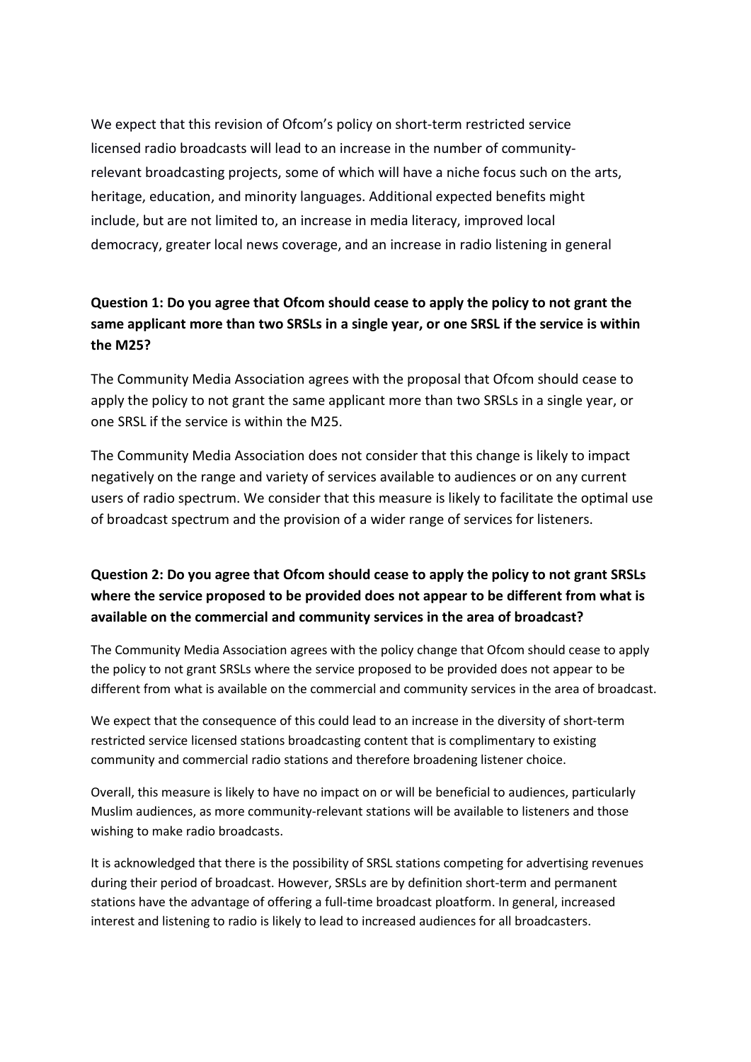We expect that this revision of Ofcom's policy on short-term restricted service licensed radio broadcasts will lead to an increase in the number of community-relevant broadcasting projects, some of which will have a niche focus such on the arts, heritage, education, and minority languages. Additional expected benefits might include, but are not limited to, an increase in media literacy, improved local democracy, greater local news coverage, and an increase in radio listening in general

**Question 1: Do you agree that Ofcom should cease to apply the policy to not grant the same applicant more than two SRSLs in a single year, or one SRSL if the service is within the M25?**

The Community Media Association agrees with the proposal that Ofcom should cease to apply the policy to not grant the same applicant more than two SRSLs in a single year, or one SRSL if the service is within the M25.

The Community Media Association does not consider that this change is likely to impact negatively on the range and variety of services available to audiences or on any current users of radio spectrum. We consider that this measure is likely to facilitate the optimal use of broadcast spectrum and the provision of a wider range of services for listeners.

**Question 2: Do you agree that Ofcom should cease to apply the policy to not grant SRSLs where the service proposed to be provided does not appear to be different from what is available on the commercial and community services in the area of broadcast?**

The Community Media Association agrees with the policy change that Ofcom should cease to apply the policy to not grant SRSLs where the service proposed to be provided does not appear to be different from what is available on the commercial and community services in the area of broadcast.

We expect that the consequence of this could lead to an increase in the diversity of short-term restricted service licensed stations broadcasting content that is complimentary to existing community and commercial radio stations and therefore broadening listener choice.

Overall, this measure is likely to have no impact on or will be beneficial to audiences, particularly Muslim audiences, as more community-relevant stations will be available to listeners and those wishing to make radio broadcasts.

It is acknowledged that there is the possibility of SRSL stations competing for advertising revenues during their period of broadcast. However, SRSLs are by definition short-term and permanent stations have the advantage of offering a full-time broadcast ploatform. In general, increased interest and listening to radio is likely to lead to increased audiences for all broadcasters.